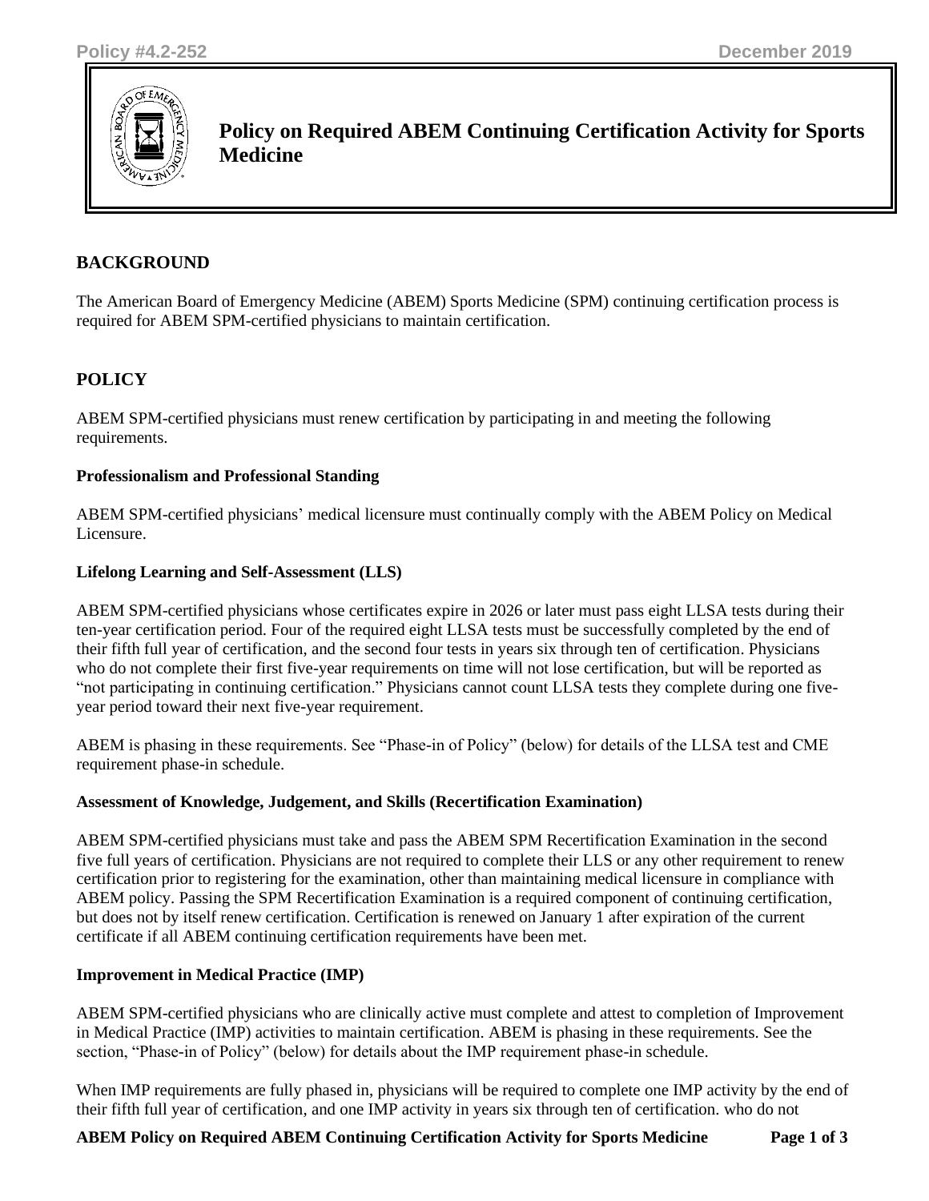# Policy on Required ABEM Continuing Certification Activity for Sports Medicine

## BACKGROUND

The American Board of Emergency Medicine (ABEM) Sports Medicine (SPM) continuing certification process is required for ABEM SPM-certified physicians to maintain certification.

## POLICY

ABEM SPM-certified physicians must renew certification by participating in and meeting the following requirements.

### Professionalism and Professional Standing

ABEM SPM-certified physicians' medical licensure must continually comply with the ABEM Policy on Medical Licensure.

### Lifelong Learning and Self-Assessment (LLS)

ABEM SPM-certified physicians whose certificates expire in 2026 or later must pass eight LLSA tests during their ten-year certification period. Four of the required eight LLSA tests must be successfully completed by the end of their fifth full year of certification, and the second four tests in years six through ten of certification. Physicians who do not complete their first five-year requirements on time will not lose certification, but will be reported as "not participating in continuing certification." Physicians cannot count LLSA tests they complete during one five-year period toward their next five-year requirement.

ABEM is phasing in these requirements. See "Phase-in of Policy" (below) for details of the LLSA test and CME requirement phase-in schedule.

### Assessment of Knowledge, Judgement, and Skills (Recertification Examination)

ABEM SPM-certified physicians must take and pass the ABEM SPM Recertification Examination in the second five full years of certification. Physicians are not required to complete their LLS or any other requirement to renew certification prior to registering for the examination, other than maintaining medical licensure in compliance with ABEM policy. Passing the SPM Recertification Examination is a required component of continuing certification, but does not by itself renew certification. Certification is renewed on January 1 after expiration of the current certificate if all ABEM continuing certification requirements have been met.

### Improvement in Medical Practice (IMP)

ABEM SPM-certified physicians who are clinically active must complete and attest to completion of Improvement in Medical Practice (IMP) activities to maintain certification. ABEM is phasing in these requirements. See the section, "Phase-in of Policy" (below) for details about the IMP requirement phase-in schedule.

When IMP requirements are fully phased in, physicians will be required to complete one IMP activity by the end of their fifth full year of certification, and one IMP activity in years six through ten of certification. who do not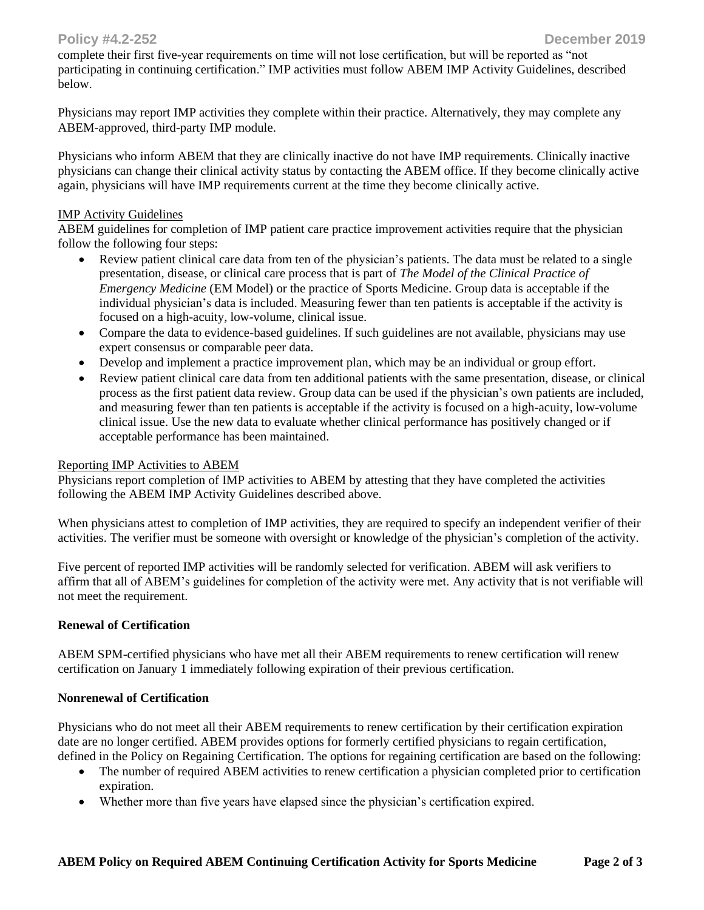complete their first five-year requirements on time will not lose certification, but will be reported as "not participating in continuing certification." IMP activities must follow ABEM IMP Activity Guidelines, described below.

Physicians may report IMP activities they complete within their practice. Alternatively, they may complete any ABEM-approved, third-party IMP module.

Physicians who inform ABEM that they are clinically inactive do not have IMP requirements. Clinically inactive physicians can change their clinical activity status by contacting the ABEM office. If they become clinically active again, physicians will have IMP requirements current at the time they become clinically active.

IMP Activity Guidelines

ABEM guidelines for completion of IMP patient care practice improvement activities require that the physician follow the following four steps:

- Review patient clinical care data from ten of the physician's patients. The data must be related to a single presentation, disease, or clinical care process that is part of *The Model of the Clinical Practice of Emergency Medicine* (EM Model) or the practice of Sports Medicine. Group data is acceptable if the individual physician's data is included. Measuring fewer than ten patients is acceptable if the activity is focused on a high-acuity, low-volume, clinical issue.
- Compare the data to evidence-based guidelines. If such guidelines are not available, physicians may use expert consensus or comparable peer data.
- Develop and implement a practice improvement plan, which may be an individual or group effort.
- Review patient clinical care data from ten additional patients with the same presentation, disease, or clinical process as the first patient data review. Group data can be used if the physician's own patients are included, and measuring fewer than ten patients is acceptable if the activity is focused on a high-acuity, low-volume clinical issue. Use the new data to evaluate whether clinical performance has positively changed or if acceptable performance has been maintained.

Reporting IMP Activities to ABEM

Physicians report completion of IMP activities to ABEM by attesting that they have completed the activities following the ABEM IMP Activity Guidelines described above.

When physicians attest to completion of IMP activities, they are required to specify an independent verifier of their activities. The verifier must be someone with oversight or knowledge of the physician's completion of the activity.

Five percent of reported IMP activities will be randomly selected for verification. ABEM will ask verifiers to affirm that all of ABEM's guidelines for completion of the activity were met. Any activity that is not verifiable will not meet the requirement.

**Renewal of Certification**

ABEM SPM-certified physicians who have met all their ABEM requirements to renew certification will renew certification on January 1 immediately following expiration of their previous certification.

**Nonrenewal of Certification**

Physicians who do not meet all their ABEM requirements to renew certification by their certification expiration date are no longer certified. ABEM provides options for formerly certified physicians to regain certification, defined in the Policy on Regaining Certification. The options for regaining certification are based on the following:

- The number of required ABEM activities to renew certification a physician completed prior to certification expiration.
- Whether more than five years have elapsed since the physician's certification expired.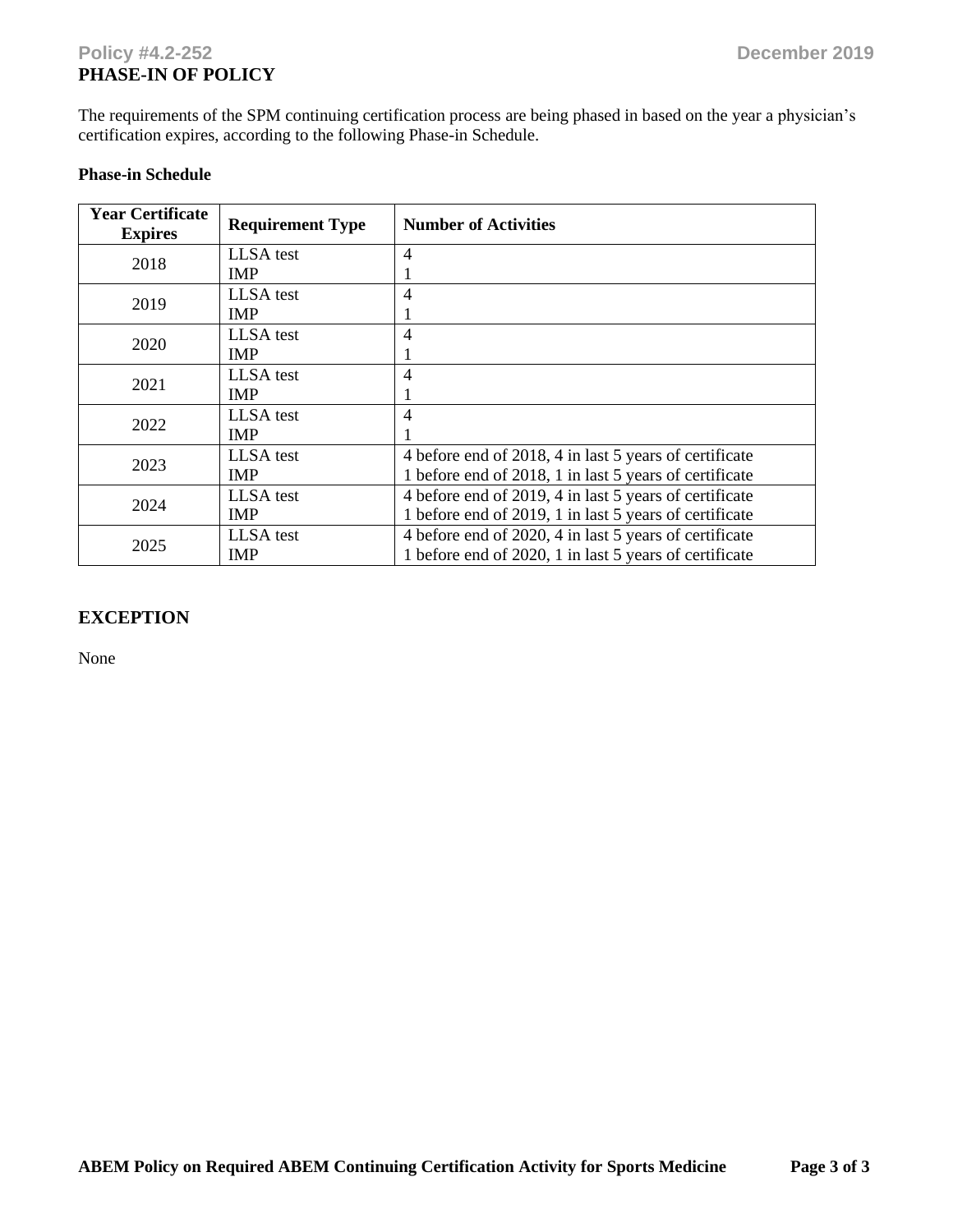## PHASE-IN OF POLICY

The requirements of the SPM continuing certification process are being phased in based on the year a physician's certification expires, according to the following Phase-in Schedule.

**Phase-in Schedule**

| Year Certificate Expires | Requirement Type | Number of Activities |
|---|---|---|
| 2018 | LLSA test<br>IMP | 4<br>1 |
| 2019 | LLSA test<br>IMP | 4<br>1 |
| 2020 | LLSA test<br>IMP | 4<br>1 |
| 2021 | LLSA test<br>IMP | 4<br>1 |
| 2022 | LLSA test<br>IMP | 4<br>1 |
| 2023 | LLSA test<br>IMP | 4 before end of 2018, 4 in last 5 years of certificate<br>1 before end of 2018, 1 in last 5 years of certificate |
| 2024 | LLSA test<br>IMP | 4 before end of 2019, 4 in last 5 years of certificate<br>1 before end of 2019, 1 in last 5 years of certificate |
| 2025 | LLSA test<br>IMP | 4 before end of 2020, 4 in last 5 years of certificate<br>1 before end of 2020, 1 in last 5 years of certificate |

## EXCEPTION

None